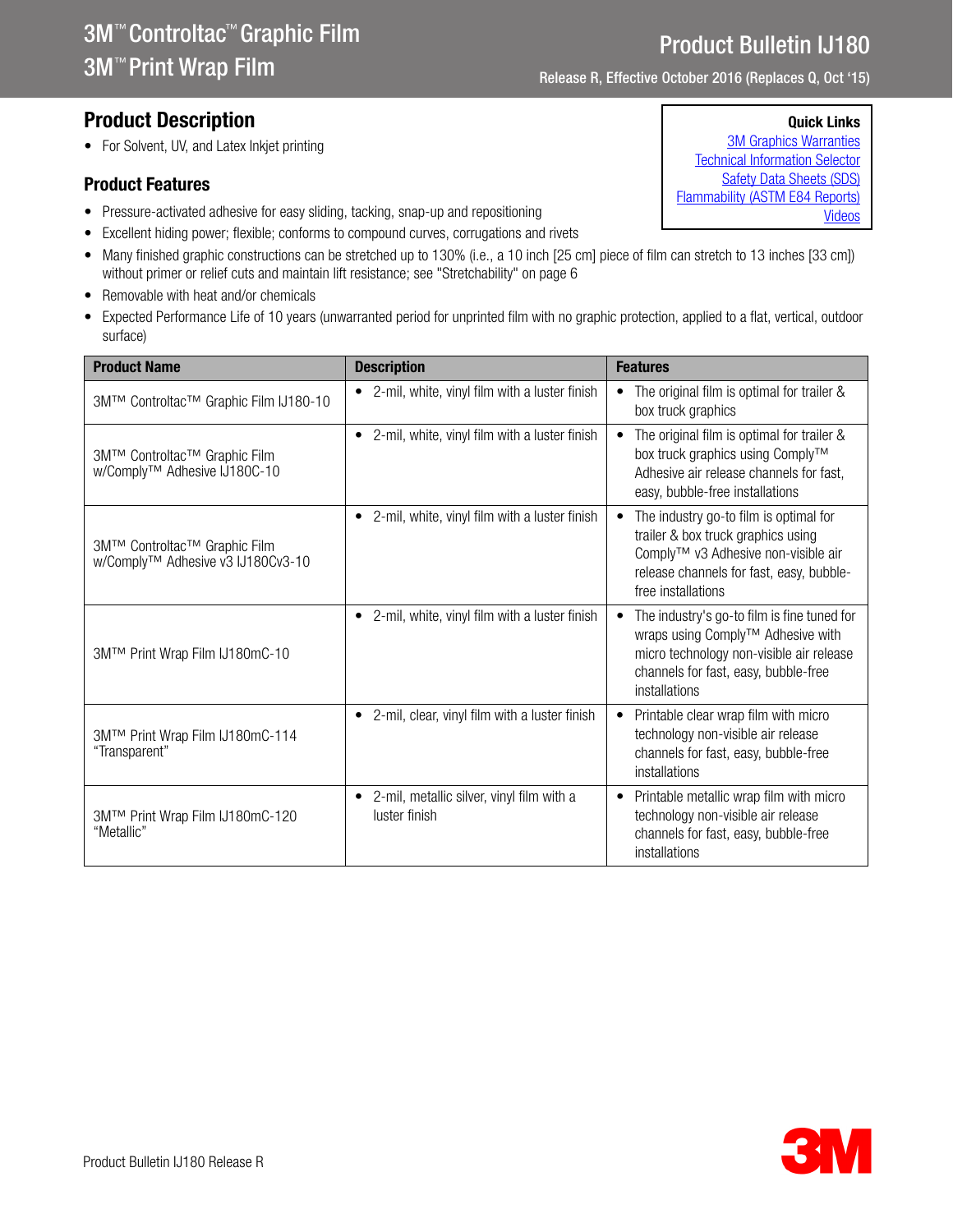# 3M™ Controltac™ Graphic Film
# 3M™ Print Wrap Film

## Product Bulletin IJ180

Release R, Effective October 2016 (Replaces Q, Oct '15)

**Quick Links**
3M Graphics Warranties
Technical Information Selector
Safety Data Sheets (SDS)
Flammability (ASTM E84 Reports)
Videos

## Product Description

- For Solvent, UV, and Latex Inkjet printing

### Product Features

- Pressure-activated adhesive for easy sliding, tacking, snap-up and repositioning
- Excellent hiding power; flexible; conforms to compound curves, corrugations and rivets
- Many finished graphic constructions can be stretched up to 130% (i.e., a 10 inch [25 cm] piece of film can stretch to 13 inches [33 cm]) without primer or relief cuts and maintain lift resistance; see "Stretchability" on page 6
- Removable with heat and/or chemicals
- Expected Performance Life of 10 years (unwarranted period for unprinted film with no graphic protection, applied to a flat, vertical, outdoor surface)

| Product Name | Description | Features |
|---|---|---|
| 3M™ Controltac™ Graphic Film IJ180-10 | • 2-mil, white, vinyl film with a luster finish | • The original film is optimal for trailer & box truck graphics |
| 3M™ Controltac™ Graphic Film w/Comply™ Adhesive IJ180C-10 | • 2-mil, white, vinyl film with a luster finish | • The original film is optimal for trailer & box truck graphics using Comply™ Adhesive air release channels for fast, easy, bubble-free installations |
| 3M™ Controltac™ Graphic Film w/Comply™ Adhesive v3 IJ180Cv3-10 | • 2-mil, white, vinyl film with a luster finish | • The industry go-to film is optimal for trailer & box truck graphics using Comply™ v3 Adhesive non-visible air release channels for fast, easy, bubble-free installations |
| 3M™ Print Wrap Film IJ180mC-10 | • 2-mil, white, vinyl film with a luster finish | • The industry's go-to film is fine tuned for wraps using Comply™ Adhesive with micro technology non-visible air release channels for fast, easy, bubble-free installations |
| 3M™ Print Wrap Film IJ180mC-114 "Transparent" | • 2-mil, clear, vinyl film with a luster finish | • Printable clear wrap film with micro technology non-visible air release channels for fast, easy, bubble-free installations |
| 3M™ Print Wrap Film IJ180mC-120 "Metallic" | • 2-mil, metallic silver, vinyl film with a luster finish | • Printable metallic wrap film with micro technology non-visible air release channels for fast, easy, bubble-free installations |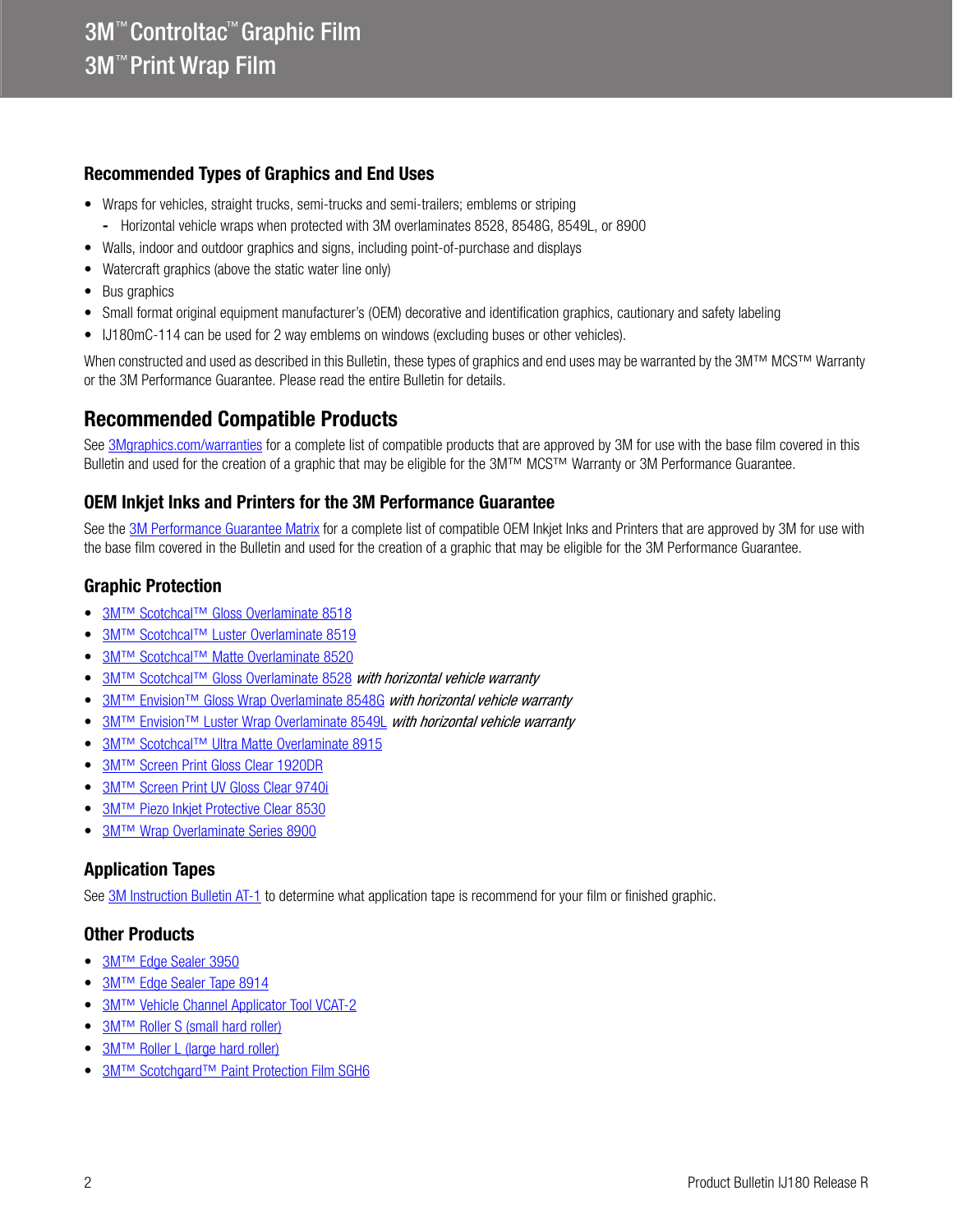## Recommended Types of Graphics and End Uses

- Wraps for vehicles, straight trucks, semi-trucks and semi-trailers; emblems or striping
  - Horizontal vehicle wraps when protected with 3M overlaminates 8528, 8548G, 8549L, or 8900
- Walls, indoor and outdoor graphics and signs, including point-of-purchase and displays
- Watercraft graphics (above the static water line only)
- Bus graphics
- Small format original equipment manufacturer's (OEM) decorative and identification graphics, cautionary and safety labeling
- IJ180mC-114 can be used for 2 way emblems on windows (excluding buses or other vehicles).

When constructed and used as described in this Bulletin, these types of graphics and end uses may be warranted by the 3M™ MCS™ Warranty or the 3M Performance Guarantee. Please read the entire Bulletin for details.

# Recommended Compatible Products

See 3Mgraphics.com/warranties for a complete list of compatible products that are approved by 3M for use with the base film covered in this Bulletin and used for the creation of a graphic that may be eligible for the 3M™ MCS™ Warranty or 3M Performance Guarantee.

## OEM Inkjet Inks and Printers for the 3M Performance Guarantee

See the 3M Performance Guarantee Matrix for a complete list of compatible OEM Inkjet Inks and Printers that are approved by 3M for use with the base film covered in the Bulletin and used for the creation of a graphic that may be eligible for the 3M Performance Guarantee.

## Graphic Protection

- 3M™ Scotchcal™ Gloss Overlaminate 8518
- 3M™ Scotchcal™ Luster Overlaminate 8519
- 3M™ Scotchcal™ Matte Overlaminate 8520
- 3M™ Scotchcal™ Gloss Overlaminate 8528 *with horizontal vehicle warranty*
- 3M™ Envision™ Gloss Wrap Overlaminate 8548G *with horizontal vehicle warranty*
- 3M™ Envision™ Luster Wrap Overlaminate 8549L *with horizontal vehicle warranty*
- 3M™ Scotchcal™ Ultra Matte Overlaminate 8915
- 3M™ Screen Print Gloss Clear 1920DR
- 3M™ Screen Print UV Gloss Clear 9740i
- 3M™ Piezo Inkjet Protective Clear 8530
- 3M™ Wrap Overlaminate Series 8900

## Application Tapes

See 3M Instruction Bulletin AT-1 to determine what application tape is recommend for your film or finished graphic.

## Other Products

- 3M™ Edge Sealer 3950
- 3M™ Edge Sealer Tape 8914
- 3M™ Vehicle Channel Applicator Tool VCAT-2
- 3M™ Roller S (small hard roller)
- 3M™ Roller L (large hard roller)
- 3M™ Scotchgard™ Paint Protection Film SGH6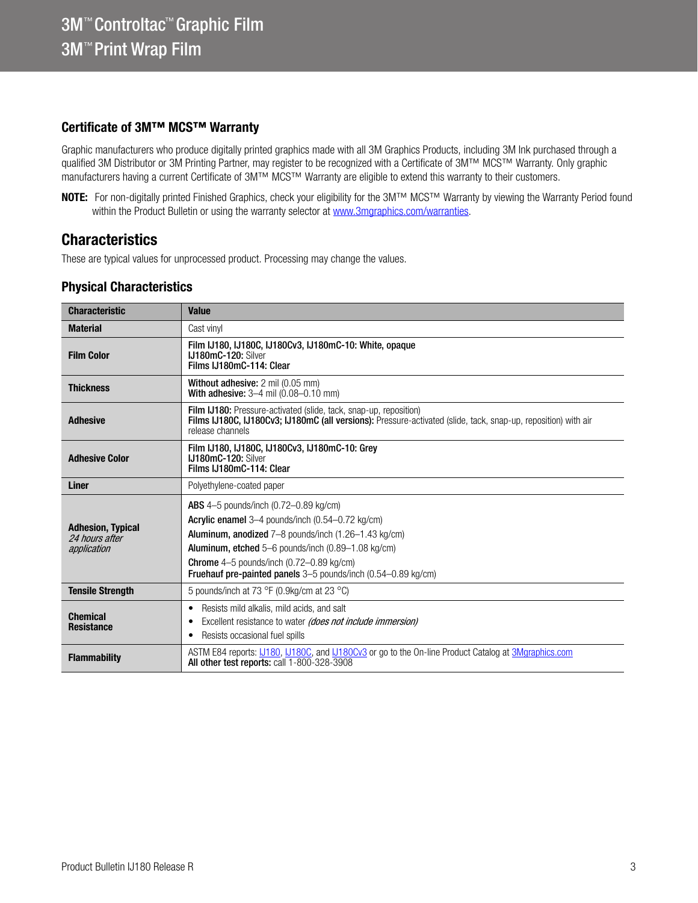## Certificate of 3M™ MCS™ Warranty

Graphic manufacturers who produce digitally printed graphics made with all 3M Graphics Products, including 3M Ink purchased through a qualified 3M Distributor or 3M Printing Partner, may register to be recognized with a Certificate of 3M™ MCS™ Warranty. Only graphic manufacturers having a current Certificate of 3M™ MCS™ Warranty are eligible to extend this warranty to their customers.

**NOTE:** For non-digitally printed Finished Graphics, check your eligibility for the 3M™ MCS™ Warranty by viewing the Warranty Period found within the Product Bulletin or using the warranty selector at www.3mgraphics.com/warranties.

# Characteristics

These are typical values for unprocessed product. Processing may change the values.

## Physical Characteristics

| Characteristic | Value |
|---|---|
| **Material** | Cast vinyl |
| **Film Color** | **Film IJ180, IJ180C, IJ180Cv3, IJ180mC-10: White, opaque**<br>**IJ180mC-120:** Silver<br>**Films IJ180mC-114: Clear** |
| **Thickness** | **Without adhesive:** 2 mil (0.05 mm)<br>**With adhesive:** 3–4 mil (0.08–0.10 mm) |
| **Adhesive** | **Film IJ180:** Pressure-activated (slide, tack, snap-up, reposition)<br>**Films IJ180C, IJ180Cv3; IJ180mC (all versions):** Pressure-activated (slide, tack, snap-up, reposition) with air release channels |
| **Adhesive Color** | **Film IJ180, IJ180C, IJ180Cv3, IJ180mC-10: Grey**<br>**IJ180mC-120:** Silver<br>**Films IJ180mC-114: Clear** |
| **Liner** | Polyethylene-coated paper |
| **Adhesion, Typical**<br>*24 hours after application* | **ABS** 4–5 pounds/inch (0.72–0.89 kg/cm)<br>**Acrylic enamel** 3–4 pounds/inch (0.54–0.72 kg/cm)<br>**Aluminum, anodized** 7–8 pounds/inch (1.26–1.43 kg/cm)<br>**Aluminum, etched** 5–6 pounds/inch (0.89–1.08 kg/cm)<br>**Chrome** 4–5 pounds/inch (0.72–0.89 kg/cm)<br>**Fruehauf pre-painted panels** 3–5 pounds/inch (0.54–0.89 kg/cm) |
| **Tensile Strength** | 5 pounds/inch at 73 °F (0.9kg/cm at 23 °C) |
| **Chemical Resistance** | • Resists mild alkalis, mild acids, and salt<br>• Excellent resistance to water *(does not include immersion)*<br>• Resists occasional fuel spills |
| **Flammability** | ASTM E84 reports: IJ180, IJ180C, and IJ180Cv3 or go to the On-line Product Catalog at 3Mgraphics.com<br>**All other test reports:** call 1-800-328-3908 |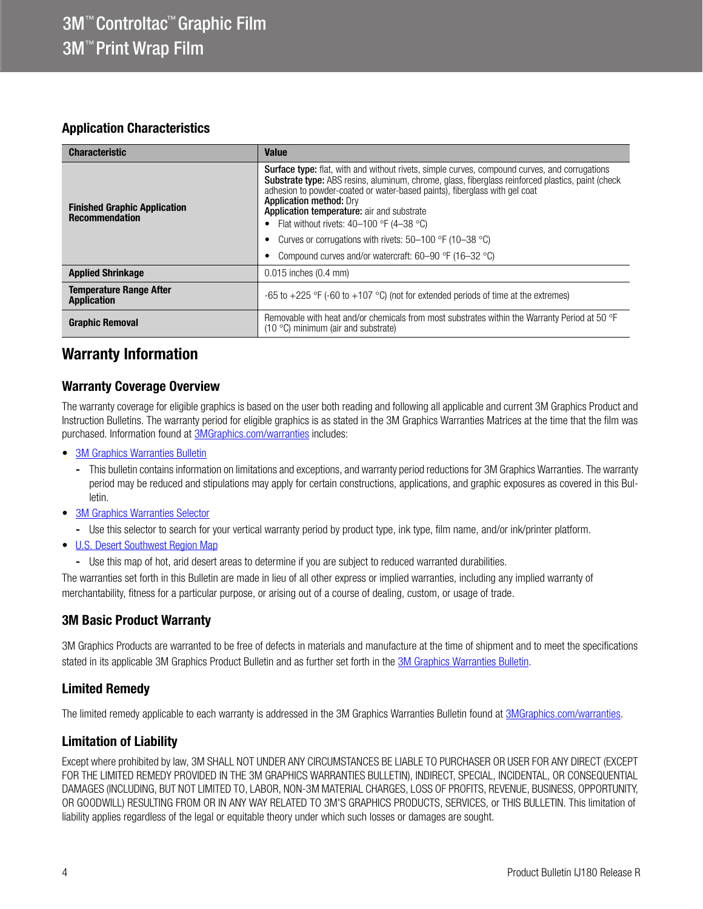# 3M™ Controltac™ Graphic Film
# 3M™ Print Wrap Film

### Application Characteristics

| Characteristic | Value |
|---|---|
| **Finished Graphic Application Recommendation** | **Surface type:** flat, with and without rivets, simple curves, compound curves, and corrugations<br>**Substrate type:** ABS resins, aluminum, chrome, glass, fiberglass reinforced plastics, paint (check adhesion to powder-coated or water-based paints), fiberglass with gel coat<br>**Application method:** Dry<br>**Application temperature:** air and substrate<br>• Flat without rivets: 40–100 °F (4–38 °C)<br>• Curves or corrugations with rivets: 50–100 °F (10–38 °C)<br>• Compound curves and/or watercraft: 60–90 °F (16–32 °C) |
| **Applied Shrinkage** | 0.015 inches (0.4 mm) |
| **Temperature Range After Application** | -65 to +225 °F (-60 to +107 °C) (not for extended periods of time at the extremes) |
| **Graphic Removal** | Removable with heat and/or chemicals from most substrates within the Warranty Period at 50 °F (10 °C) minimum (air and substrate) |

## Warranty Information

### Warranty Coverage Overview

The warranty coverage for eligible graphics is based on the user both reading and following all applicable and current 3M Graphics Product and Instruction Bulletins. The warranty period for eligible graphics is as stated in the 3M Graphics Warranties Matrices at the time that the film was purchased. Information found at 3MGraphics.com/warranties includes:

- 3M Graphics Warranties Bulletin
  - This bulletin contains information on limitations and exceptions, and warranty period reductions for 3M Graphics Warranties. The warranty period may be reduced and stipulations may apply for certain constructions, applications, and graphic exposures as covered in this Bulletin.
- 3M Graphics Warranties Selector
  - Use this selector to search for your vertical warranty period by product type, ink type, film name, and/or ink/printer platform.
- U.S. Desert Southwest Region Map
  - Use this map of hot, arid desert areas to determine if you are subject to reduced warranted durabilities.

The warranties set forth in this Bulletin are made in lieu of all other express or implied warranties, including any implied warranty of merchantability, fitness for a particular purpose, or arising out of a course of dealing, custom, or usage of trade.

### 3M Basic Product Warranty

3M Graphics Products are warranted to be free of defects in materials and manufacture at the time of shipment and to meet the specifications stated in its applicable 3M Graphics Product Bulletin and as further set forth in the 3M Graphics Warranties Bulletin.

### Limited Remedy

The limited remedy applicable to each warranty is addressed in the 3M Graphics Warranties Bulletin found at 3MGraphics.com/warranties.

### Limitation of Liability

Except where prohibited by law, 3M SHALL NOT UNDER ANY CIRCUMSTANCES BE LIABLE TO PURCHASER OR USER FOR ANY DIRECT (EXCEPT FOR THE LIMITED REMEDY PROVIDED IN THE 3M GRAPHICS WARRANTIES BULLETIN), INDIRECT, SPECIAL, INCIDENTAL, OR CONSEQUENTIAL DAMAGES (INCLUDING, BUT NOT LIMITED TO, LABOR, NON-3M MATERIAL CHARGES, LOSS OF PROFITS, REVENUE, BUSINESS, OPPORTUNITY, OR GOODWILL) RESULTING FROM OR IN ANY WAY RELATED TO 3M'S GRAPHICS PRODUCTS, SERVICES, or THIS BULLETIN. This limitation of liability applies regardless of the legal or equitable theory under which such losses or damages are sought.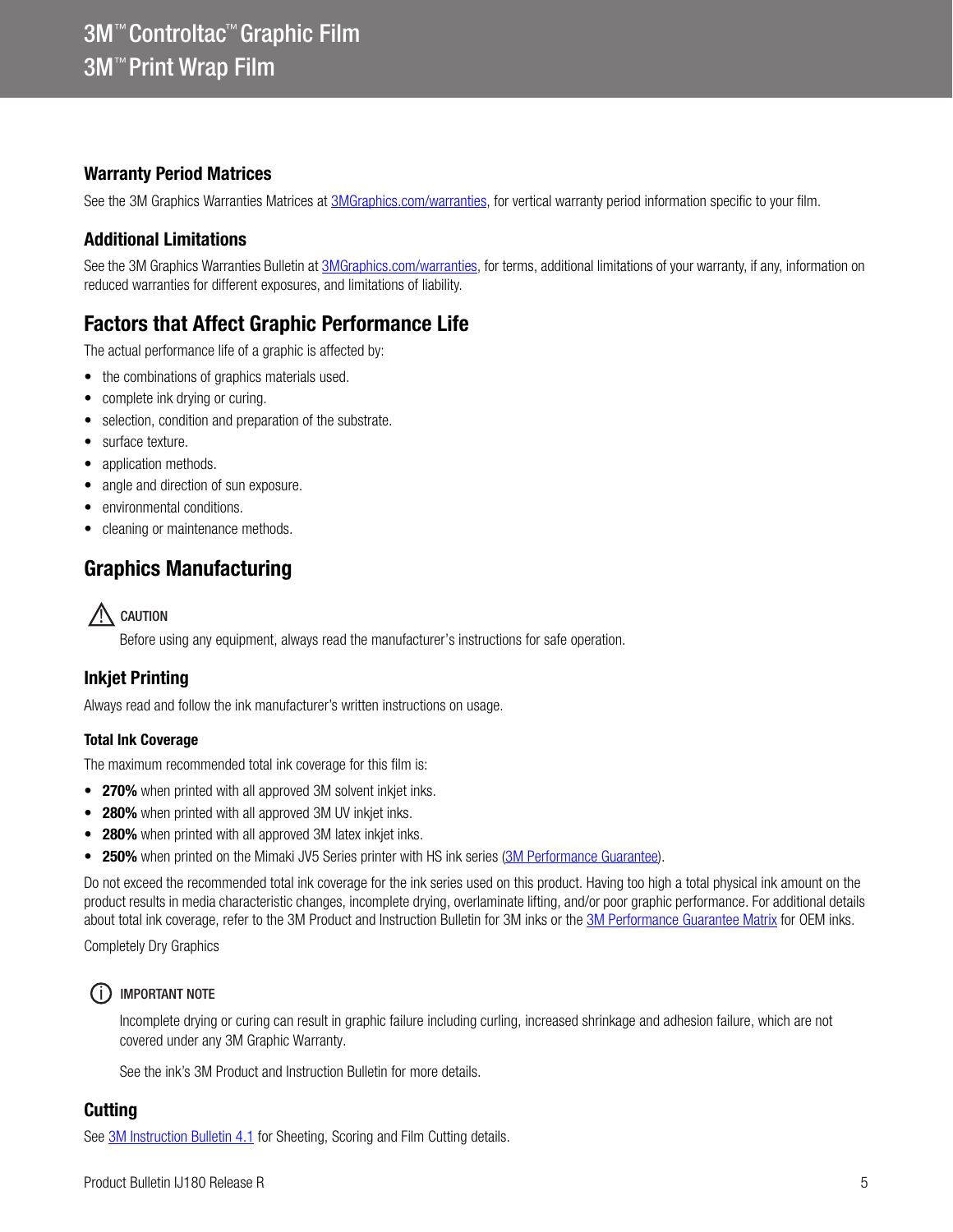## Warranty Period Matrices

See the 3M Graphics Warranties Matrices at 3MGraphics.com/warranties, for vertical warranty period information specific to your film.

## Additional Limitations

See the 3M Graphics Warranties Bulletin at 3MGraphics.com/warranties, for terms, additional limitations of your warranty, if any, information on reduced warranties for different exposures, and limitations of liability.

# Factors that Affect Graphic Performance Life

The actual performance life of a graphic is affected by:

- the combinations of graphics materials used.
- complete ink drying or curing.
- selection, condition and preparation of the substrate.
- surface texture.
- application methods.
- angle and direction of sun exposure.
- environmental conditions.
- cleaning or maintenance methods.

# Graphics Manufacturing

⚠ CAUTION

Before using any equipment, always read the manufacturer's instructions for safe operation.

## Inkjet Printing

Always read and follow the ink manufacturer's written instructions on usage.

### Total Ink Coverage

The maximum recommended total ink coverage for this film is:

- **270%** when printed with all approved 3M solvent inkjet inks.
- **280%** when printed with all approved 3M UV inkjet inks.
- **280%** when printed with all approved 3M latex inkjet inks.
- **250%** when printed on the Mimaki JV5 Series printer with HS ink series (3M Performance Guarantee).

Do not exceed the recommended total ink coverage for the ink series used on this product. Having too high a total physical ink amount on the product results in media characteristic changes, incomplete drying, overlaminate lifting, and/or poor graphic performance. For additional details about total ink coverage, refer to the 3M Product and Instruction Bulletin for 3M inks or the 3M Performance Guarantee Matrix for OEM inks.

Completely Dry Graphics

ⓘ IMPORTANT NOTE

Incomplete drying or curing can result in graphic failure including curling, increased shrinkage and adhesion failure, which are not covered under any 3M Graphic Warranty.

See the ink's 3M Product and Instruction Bulletin for more details.

## Cutting

See 3M Instruction Bulletin 4.1 for Sheeting, Scoring and Film Cutting details.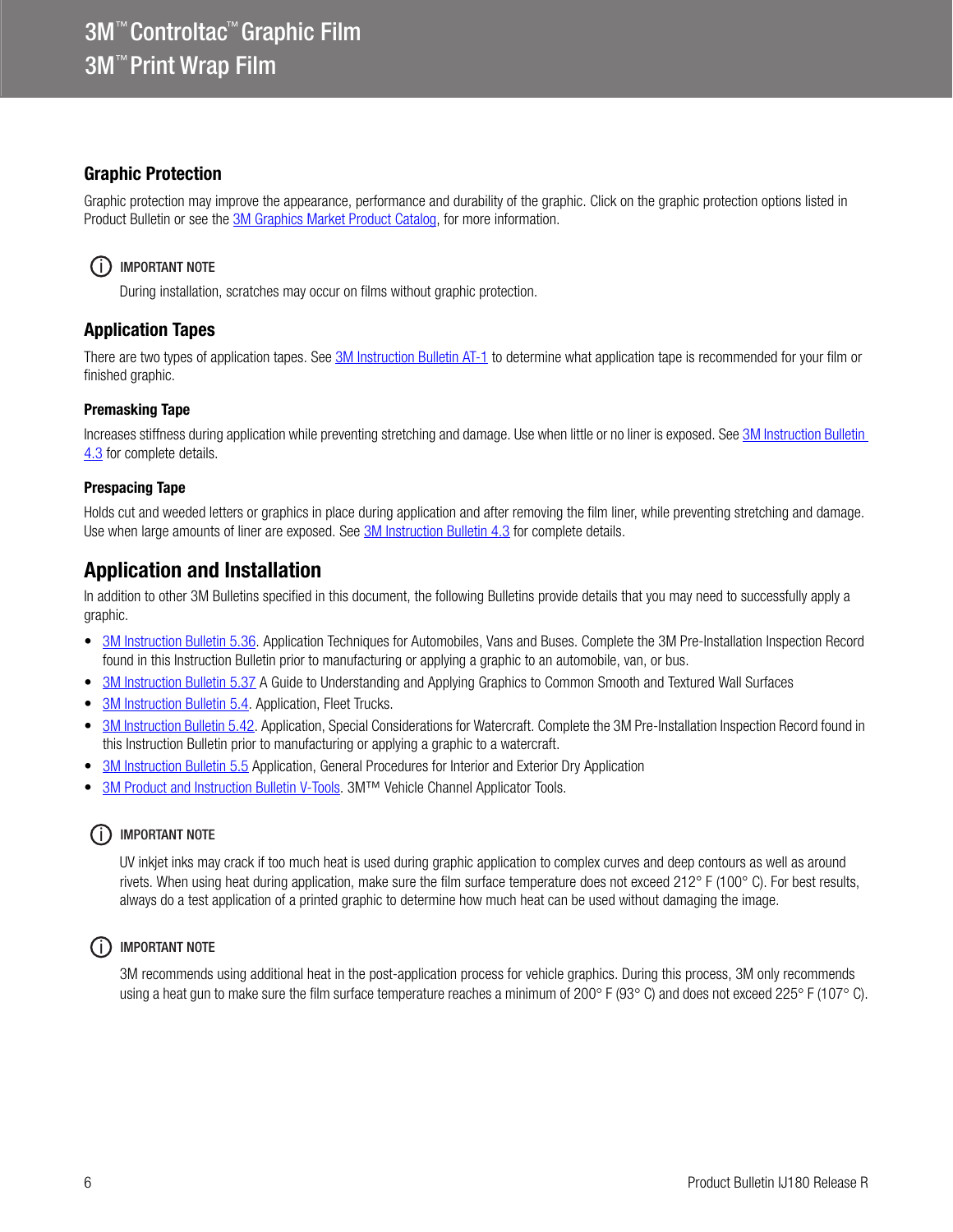## Graphic Protection

Graphic protection may improve the appearance, performance and durability of the graphic. Click on the graphic protection options listed in Product Bulletin or see the 3M Graphics Market Product Catalog, for more information.

> **IMPORTANT NOTE**
>
> During installation, scratches may occur on films without graphic protection.

## Application Tapes

There are two types of application tapes. See 3M Instruction Bulletin AT-1 to determine what application tape is recommended for your film or finished graphic.

### Premasking Tape

Increases stiffness during application while preventing stretching and damage. Use when little or no liner is exposed. See 3M Instruction Bulletin 4.3 for complete details.

### Prespacing Tape

Holds cut and weeded letters or graphics in place during application and after removing the film liner, while preventing stretching and damage. Use when large amounts of liner are exposed. See 3M Instruction Bulletin 4.3 for complete details.

# Application and Installation

In addition to other 3M Bulletins specified in this document, the following Bulletins provide details that you may need to successfully apply a graphic.

- 3M Instruction Bulletin 5.36. Application Techniques for Automobiles, Vans and Buses. Complete the 3M Pre-Installation Inspection Record found in this Instruction Bulletin prior to manufacturing or applying a graphic to an automobile, van, or bus.
- 3M Instruction Bulletin 5.37 A Guide to Understanding and Applying Graphics to Common Smooth and Textured Wall Surfaces
- 3M Instruction Bulletin 5.4. Application, Fleet Trucks.
- 3M Instruction Bulletin 5.42. Application, Special Considerations for Watercraft. Complete the 3M Pre-Installation Inspection Record found in this Instruction Bulletin prior to manufacturing or applying a graphic to a watercraft.
- 3M Instruction Bulletin 5.5 Application, General Procedures for Interior and Exterior Dry Application
- 3M Product and Instruction Bulletin V-Tools. 3M™ Vehicle Channel Applicator Tools.

> **IMPORTANT NOTE**
>
> UV inkjet inks may crack if too much heat is used during graphic application to complex curves and deep contours as well as around rivets. When using heat during application, make sure the film surface temperature does not exceed 212° F (100° C). For best results, always do a test application of a printed graphic to determine how much heat can be used without damaging the image.

> **IMPORTANT NOTE**
>
> 3M recommends using additional heat in the post-application process for vehicle graphics. During this process, 3M only recommends using a heat gun to make sure the film surface temperature reaches a minimum of 200° F (93° C) and does not exceed 225° F (107° C).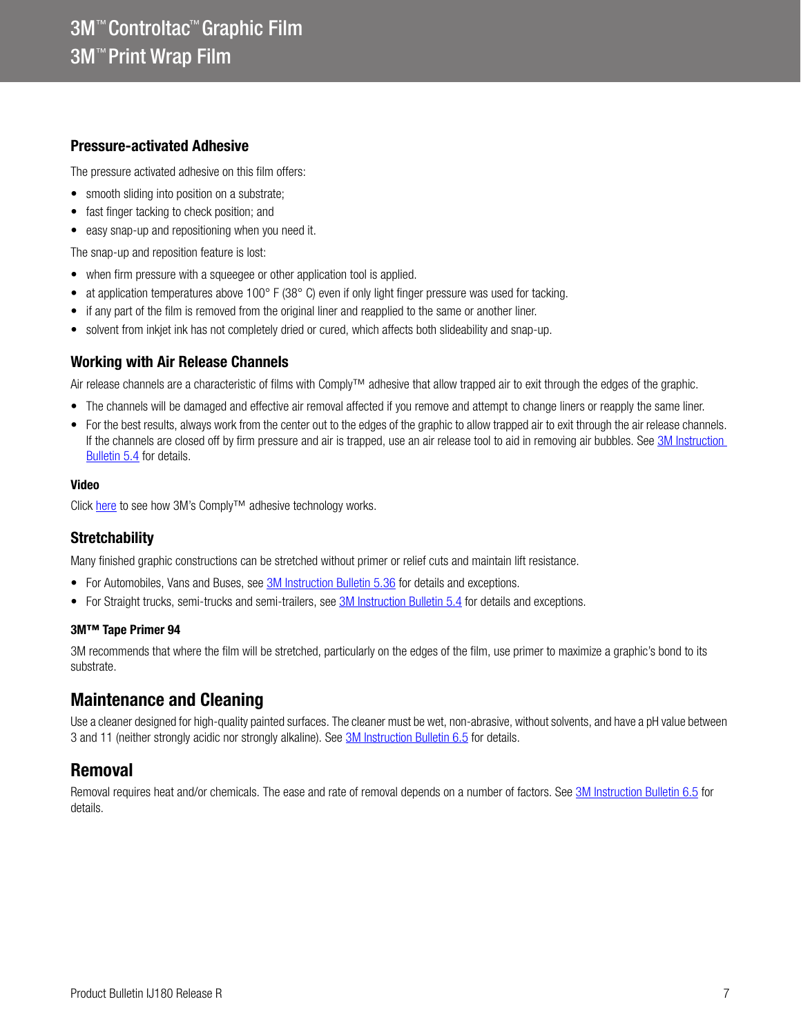### Pressure-activated Adhesive

The pressure activated adhesive on this film offers:

- smooth sliding into position on a substrate;
- fast finger tacking to check position; and
- easy snap-up and repositioning when you need it.

The snap-up and reposition feature is lost:

- when firm pressure with a squeegee or other application tool is applied.
- at application temperatures above 100° F (38° C) even if only light finger pressure was used for tacking.
- if any part of the film is removed from the original liner and reapplied to the same or another liner.
- solvent from inkjet ink has not completely dried or cured, which affects both slideability and snap-up.

### Working with Air Release Channels

Air release channels are a characteristic of films with Comply™ adhesive that allow trapped air to exit through the edges of the graphic.

- The channels will be damaged and effective air removal affected if you remove and attempt to change liners or reapply the same liner.
- For the best results, always work from the center out to the edges of the graphic to allow trapped air to exit through the air release channels. If the channels are closed off by firm pressure and air is trapped, use an air release tool to aid in removing air bubbles. See 3M Instruction Bulletin 5.4 for details.

#### Video

Click here to see how 3M's Comply™ adhesive technology works.

### Stretchability

Many finished graphic constructions can be stretched without primer or relief cuts and maintain lift resistance.

- For Automobiles, Vans and Buses, see 3M Instruction Bulletin 5.36 for details and exceptions.
- For Straight trucks, semi-trucks and semi-trailers, see 3M Instruction Bulletin 5.4 for details and exceptions.

#### 3M™ Tape Primer 94

3M recommends that where the film will be stretched, particularly on the edges of the film, use primer to maximize a graphic's bond to its substrate.

## Maintenance and Cleaning

Use a cleaner designed for high-quality painted surfaces. The cleaner must be wet, non-abrasive, without solvents, and have a pH value between 3 and 11 (neither strongly acidic nor strongly alkaline). See 3M Instruction Bulletin 6.5 for details.

## Removal

Removal requires heat and/or chemicals. The ease and rate of removal depends on a number of factors. See 3M Instruction Bulletin 6.5 for details.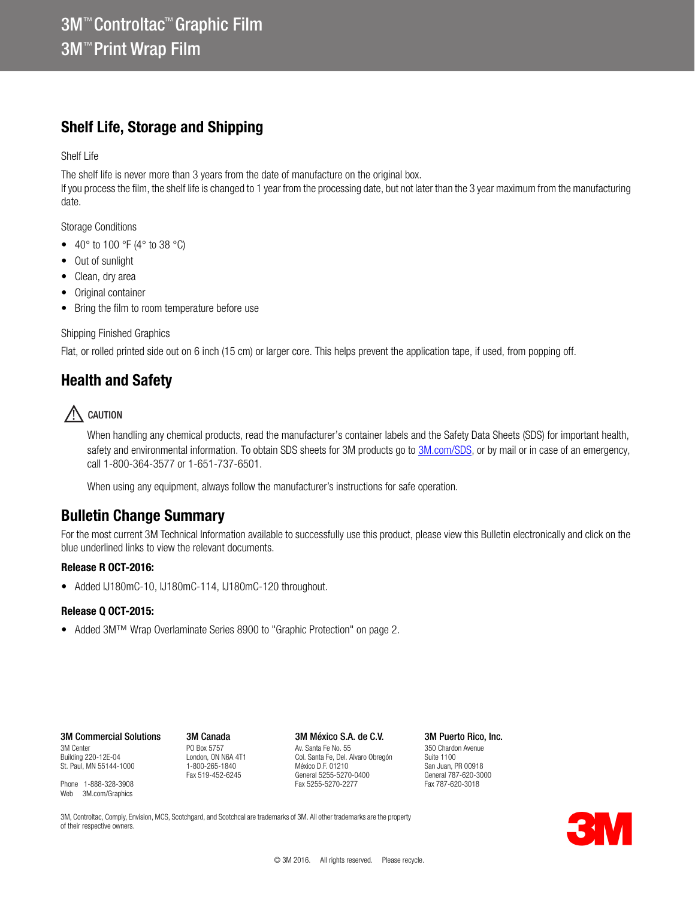## Shelf Life, Storage and Shipping

Shelf Life

The shelf life is never more than 3 years from the date of manufacture on the original box.
If you process the film, the shelf life is changed to 1 year from the processing date, but not later than the 3 year maximum from the manufacturing date.

Storage Conditions

- 40° to 100 °F (4° to 38 °C)
- Out of sunlight
- Clean, dry area
- Original container
- Bring the film to room temperature before use

Shipping Finished Graphics

Flat, or rolled printed side out on 6 inch (15 cm) or larger core. This helps prevent the application tape, if used, from popping off.

## Health and Safety

⚠ CAUTION

When handling any chemical products, read the manufacturer's container labels and the Safety Data Sheets (SDS) for important health, safety and environmental information. To obtain SDS sheets for 3M products go to 3M.com/SDS, or by mail or in case of an emergency, call 1-800-364-3577 or 1-651-737-6501.

When using any equipment, always follow the manufacturer's instructions for safe operation.

## Bulletin Change Summary

For the most current 3M Technical Information available to successfully use this product, please view this Bulletin electronically and click on the blue underlined links to view the relevant documents.

**Release R OCT-2016:**

- Added IJ180mC-10, IJ180mC-114, IJ180mC-120 throughout.

**Release Q OCT-2015:**

- Added 3M™ Wrap Overlaminate Series 8900 to "Graphic Protection" on page 2.

**3M Commercial Solutions**
3M Center
Building 220-12E-04
St. Paul, MN 55144-1000

Phone 1-888-328-3908
Web 3M.com/Graphics

**3M Canada**
PO Box 5757
London, ON N6A 4T1
1-800-265-1840
Fax 519-452-6245

**3M México S.A. de C.V.**
Av. Santa Fe No. 55
Col. Santa Fe, Del. Alvaro Obregón
México D.F. 01210
General 5255-5270-0400
Fax 5255-5270-2277

**3M Puerto Rico, Inc.**
350 Chardon Avenue
Suite 1100
San Juan, PR 00918
General 787-620-3000
Fax 787-620-3018

3M, Controltac, Comply, Envision, MCS, Scotchgard, and Scotchcal are trademarks of 3M. All other trademarks are the property of their respective owners.

© 3M 2016. All rights reserved. Please recycle.